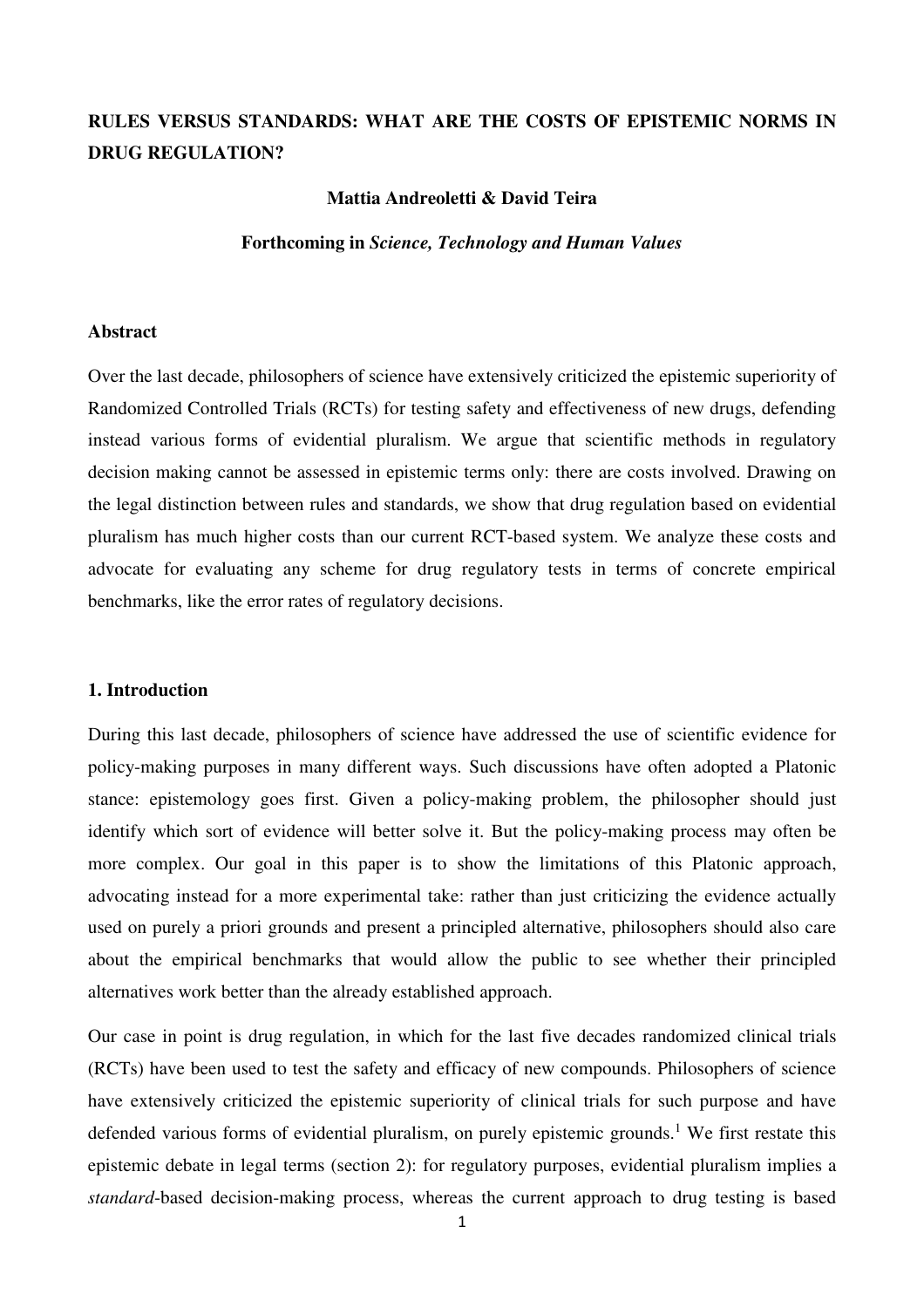# RULES VERSUS STANDARDS: WHAT ARE THE COSTS OF EPISTEMIC NORMS IN DRUG REGULATION?

**Mattia Andreoletti & David Teira**

**Forthcoming in *Science, Technology and Human Values***

### Abstract

Over the last decade, philosophers of science have extensively criticized the epistemic superiority of Randomized Controlled Trials (RCTs) for testing safety and effectiveness of new drugs, defending instead various forms of evidential pluralism. We argue that scientific methods in regulatory decision making cannot be assessed in epistemic terms only: there are costs involved. Drawing on the legal distinction between rules and standards, we show that drug regulation based on evidential pluralism has much higher costs than our current RCT-based system. We analyze these costs and advocate for evaluating any scheme for drug regulatory tests in terms of concrete empirical benchmarks, like the error rates of regulatory decisions.

## 1. Introduction

During this last decade, philosophers of science have addressed the use of scientific evidence for policy-making purposes in many different ways. Such discussions have often adopted a Platonic stance: epistemology goes first. Given a policy-making problem, the philosopher should just identify which sort of evidence will better solve it. But the policy-making process may often be more complex. Our goal in this paper is to show the limitations of this Platonic approach, advocating instead for a more experimental take: rather than just criticizing the evidence actually used on purely a priori grounds and present a principled alternative, philosophers should also care about the empirical benchmarks that would allow the public to see whether their principled alternatives work better than the already established approach.

Our case in point is drug regulation, in which for the last five decades randomized clinical trials (RCTs) have been used to test the safety and efficacy of new compounds. Philosophers of science have extensively criticized the epistemic superiority of clinical trials for such purpose and have defended various forms of evidential pluralism, on purely epistemic grounds.[1] We first restate this epistemic debate in legal terms (section 2): for regulatory purposes, evidential pluralism implies a *standard*-based decision-making process, whereas the current approach to drug testing is based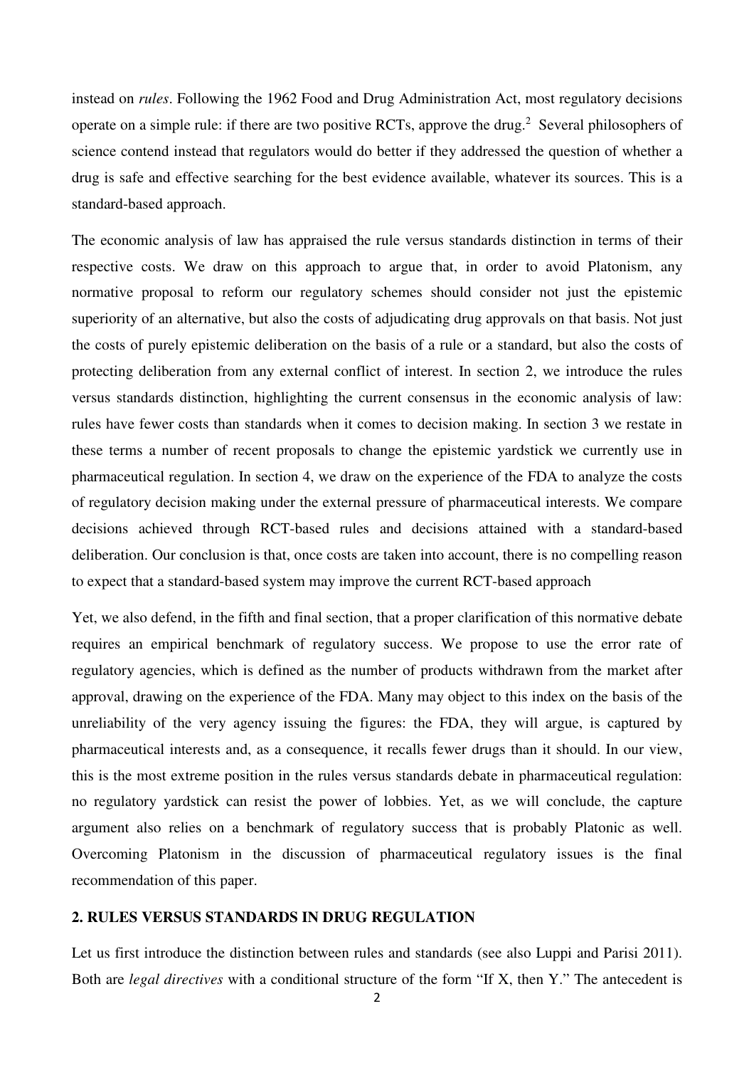instead on *rules*. Following the 1962 Food and Drug Administration Act, most regulatory decisions operate on a simple rule: if there are two positive RCTs, approve the drug.[2] Several philosophers of science contend instead that regulators would do better if they addressed the question of whether a drug is safe and effective searching for the best evidence available, whatever its sources. This is a standard-based approach.

The economic analysis of law has appraised the rule versus standards distinction in terms of their respective costs. We draw on this approach to argue that, in order to avoid Platonism, any normative proposal to reform our regulatory schemes should consider not just the epistemic superiority of an alternative, but also the costs of adjudicating drug approvals on that basis. Not just the costs of purely epistemic deliberation on the basis of a rule or a standard, but also the costs of protecting deliberation from any external conflict of interest. In section 2, we introduce the rules versus standards distinction, highlighting the current consensus in the economic analysis of law: rules have fewer costs than standards when it comes to decision making. In section 3 we restate in these terms a number of recent proposals to change the epistemic yardstick we currently use in pharmaceutical regulation. In section 4, we draw on the experience of the FDA to analyze the costs of regulatory decision making under the external pressure of pharmaceutical interests. We compare decisions achieved through RCT-based rules and decisions attained with a standard-based deliberation. Our conclusion is that, once costs are taken into account, there is no compelling reason to expect that a standard-based system may improve the current RCT-based approach

Yet, we also defend, in the fifth and final section, that a proper clarification of this normative debate requires an empirical benchmark of regulatory success. We propose to use the error rate of regulatory agencies, which is defined as the number of products withdrawn from the market after approval, drawing on the experience of the FDA. Many may object to this index on the basis of the unreliability of the very agency issuing the figures: the FDA, they will argue, is captured by pharmaceutical interests and, as a consequence, it recalls fewer drugs than it should. In our view, this is the most extreme position in the rules versus standards debate in pharmaceutical regulation: no regulatory yardstick can resist the power of lobbies. Yet, as we will conclude, the capture argument also relies on a benchmark of regulatory success that is probably Platonic as well. Overcoming Platonism in the discussion of pharmaceutical regulatory issues is the final recommendation of this paper.

## 2. RULES VERSUS STANDARDS IN DRUG REGULATION

Let us first introduce the distinction between rules and standards (see also Luppi and Parisi 2011). Both are *legal directives* with a conditional structure of the form "If X, then Y." The antecedent is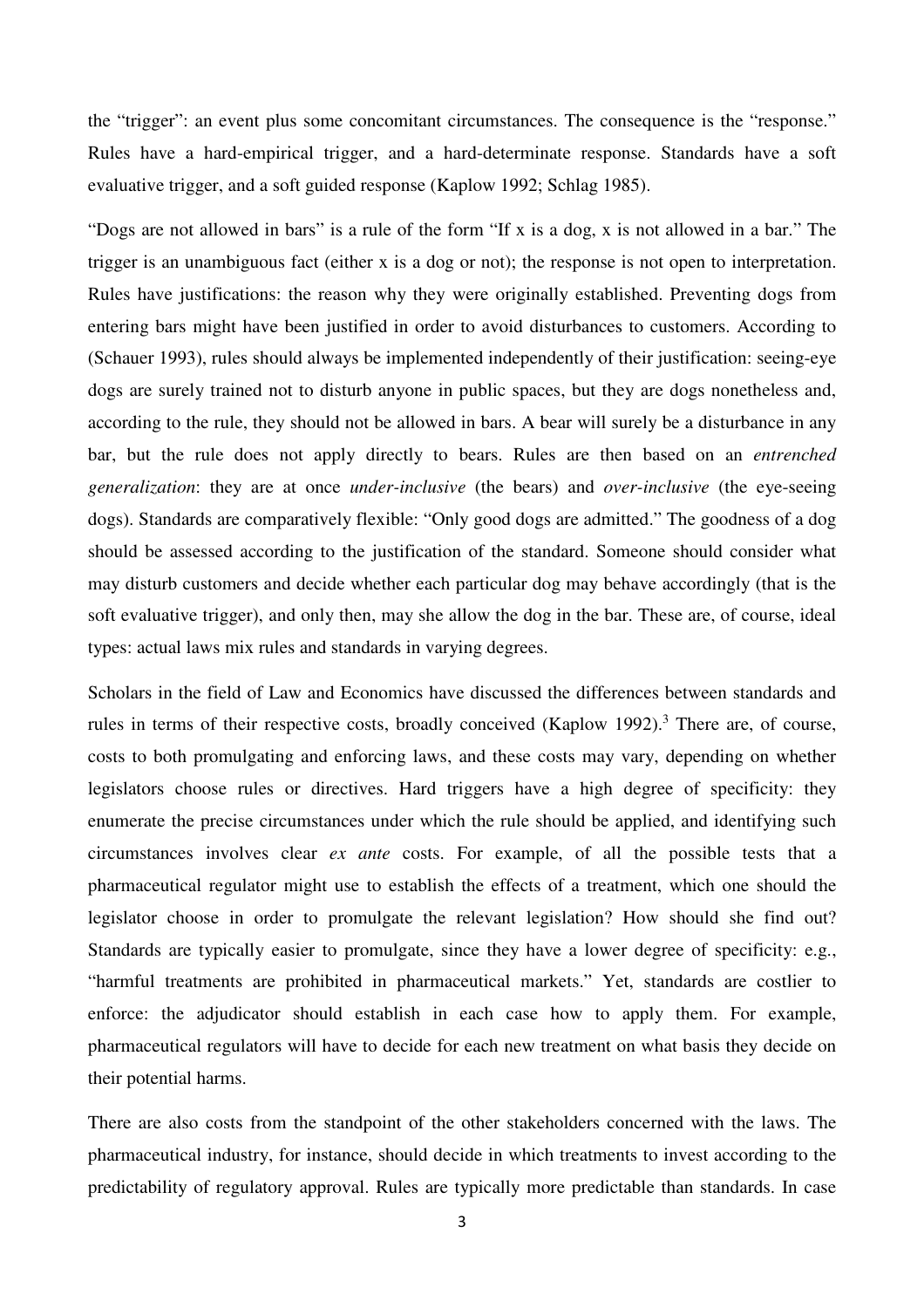the "trigger": an event plus some concomitant circumstances. The consequence is the "response." Rules have a hard-empirical trigger, and a hard-determinate response. Standards have a soft evaluative trigger, and a soft guided response (Kaplow 1992; Schlag 1985).

"Dogs are not allowed in bars" is a rule of the form "If x is a dog, x is not allowed in a bar." The trigger is an unambiguous fact (either x is a dog or not); the response is not open to interpretation. Rules have justifications: the reason why they were originally established. Preventing dogs from entering bars might have been justified in order to avoid disturbances to customers. According to (Schauer 1993), rules should always be implemented independently of their justification: seeing-eye dogs are surely trained not to disturb anyone in public spaces, but they are dogs nonetheless and, according to the rule, they should not be allowed in bars. A bear will surely be a disturbance in any bar, but the rule does not apply directly to bears. Rules are then based on an *entrenched generalization*: they are at once *under-inclusive* (the bears) and *over-inclusive* (the eye-seeing dogs). Standards are comparatively flexible: "Only good dogs are admitted." The goodness of a dog should be assessed according to the justification of the standard. Someone should consider what may disturb customers and decide whether each particular dog may behave accordingly (that is the soft evaluative trigger), and only then, may she allow the dog in the bar. These are, of course, ideal types: actual laws mix rules and standards in varying degrees.

Scholars in the field of Law and Economics have discussed the differences between standards and rules in terms of their respective costs, broadly conceived (Kaplow 1992).[3] There are, of course, costs to both promulgating and enforcing laws, and these costs may vary, depending on whether legislators choose rules or directives. Hard triggers have a high degree of specificity: they enumerate the precise circumstances under which the rule should be applied, and identifying such circumstances involves clear *ex ante* costs. For example, of all the possible tests that a pharmaceutical regulator might use to establish the effects of a treatment, which one should the legislator choose in order to promulgate the relevant legislation? How should she find out? Standards are typically easier to promulgate, since they have a lower degree of specificity: e.g., "harmful treatments are prohibited in pharmaceutical markets." Yet, standards are costlier to enforce: the adjudicator should establish in each case how to apply them. For example, pharmaceutical regulators will have to decide for each new treatment on what basis they decide on their potential harms.

There are also costs from the standpoint of the other stakeholders concerned with the laws. The pharmaceutical industry, for instance, should decide in which treatments to invest according to the predictability of regulatory approval. Rules are typically more predictable than standards. In case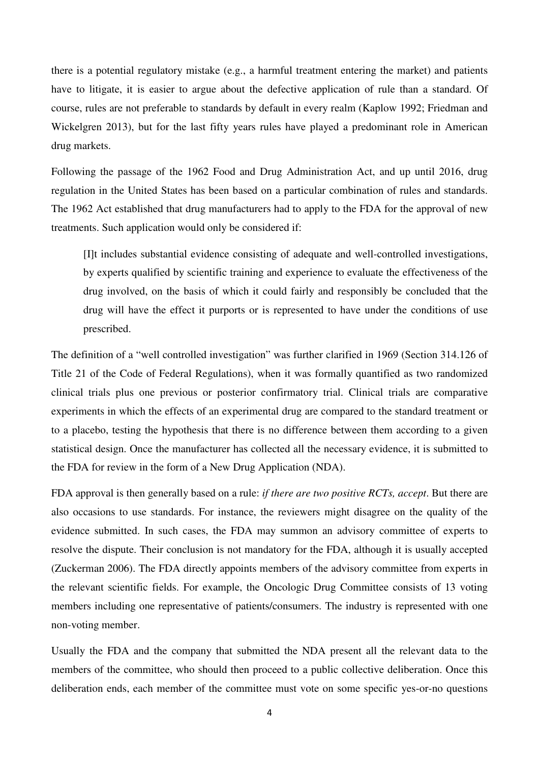there is a potential regulatory mistake (e.g., a harmful treatment entering the market) and patients have to litigate, it is easier to argue about the defective application of rule than a standard. Of course, rules are not preferable to standards by default in every realm (Kaplow 1992; Friedman and Wickelgren 2013), but for the last fifty years rules have played a predominant role in American drug markets.

Following the passage of the 1962 Food and Drug Administration Act, and up until 2016, drug regulation in the United States has been based on a particular combination of rules and standards. The 1962 Act established that drug manufacturers had to apply to the FDA for the approval of new treatments. Such application would only be considered if:

> [I]t includes substantial evidence consisting of adequate and well-controlled investigations, by experts qualified by scientific training and experience to evaluate the effectiveness of the drug involved, on the basis of which it could fairly and responsibly be concluded that the drug will have the effect it purports or is represented to have under the conditions of use prescribed.

The definition of a "well controlled investigation" was further clarified in 1969 (Section 314.126 of Title 21 of the Code of Federal Regulations), when it was formally quantified as two randomized clinical trials plus one previous or posterior confirmatory trial. Clinical trials are comparative experiments in which the effects of an experimental drug are compared to the standard treatment or to a placebo, testing the hypothesis that there is no difference between them according to a given statistical design. Once the manufacturer has collected all the necessary evidence, it is submitted to the FDA for review in the form of a New Drug Application (NDA).

FDA approval is then generally based on a rule: *if there are two positive RCTs, accept*. But there are also occasions to use standards. For instance, the reviewers might disagree on the quality of the evidence submitted. In such cases, the FDA may summon an advisory committee of experts to resolve the dispute. Their conclusion is not mandatory for the FDA, although it is usually accepted (Zuckerman 2006). The FDA directly appoints members of the advisory committee from experts in the relevant scientific fields. For example, the Oncologic Drug Committee consists of 13 voting members including one representative of patients/consumers. The industry is represented with one non-voting member.

Usually the FDA and the company that submitted the NDA present all the relevant data to the members of the committee, who should then proceed to a public collective deliberation. Once this deliberation ends, each member of the committee must vote on some specific yes-or-no questions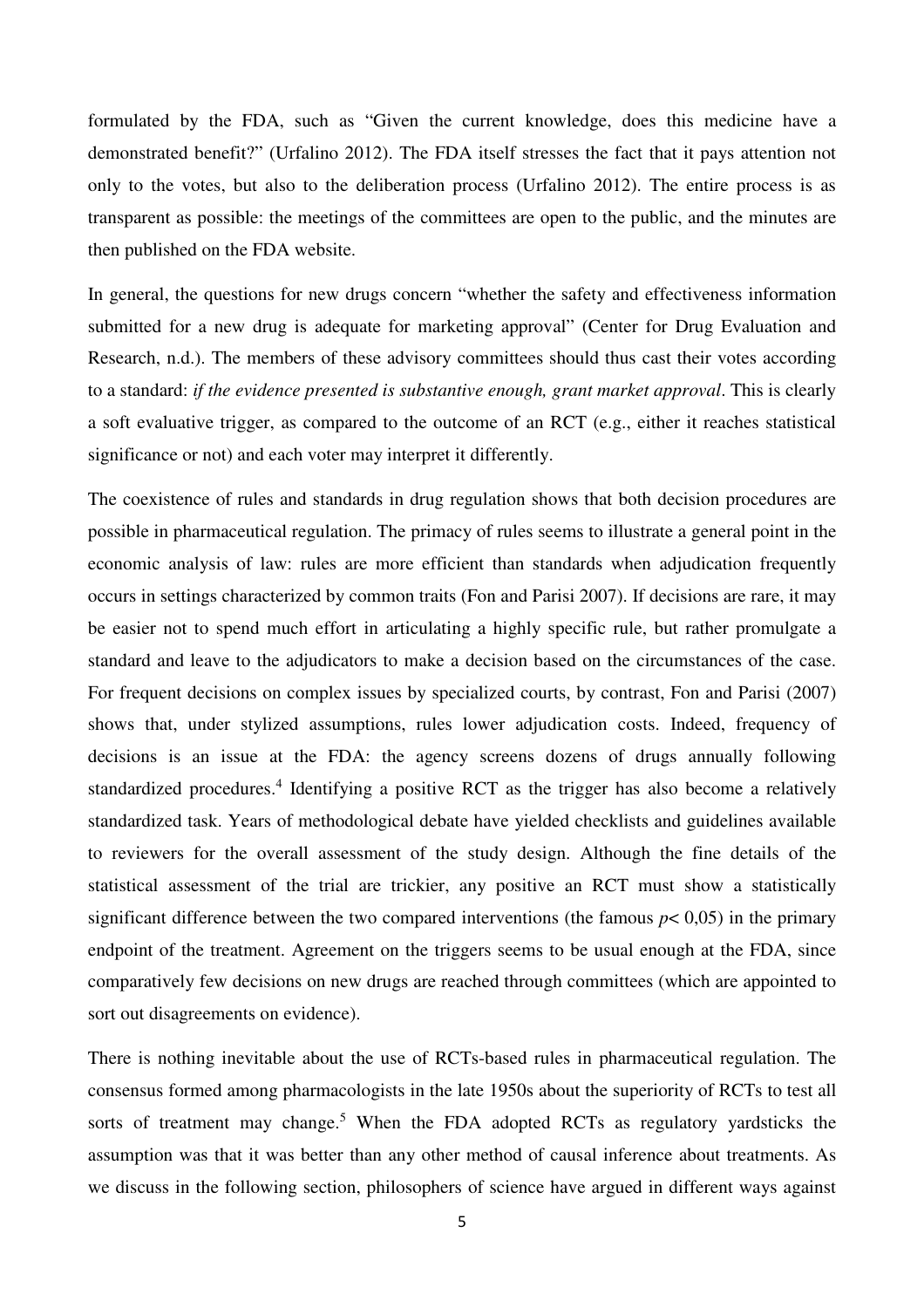formulated by the FDA, such as “Given the current knowledge, does this medicine have a demonstrated benefit?” (Urfalino 2012). The FDA itself stresses the fact that it pays attention not only to the votes, but also to the deliberation process (Urfalino 2012). The entire process is as transparent as possible: the meetings of the committees are open to the public, and the minutes are then published on the FDA website.

In general, the questions for new drugs concern “whether the safety and effectiveness information submitted for a new drug is adequate for marketing approval” (Center for Drug Evaluation and Research, n.d.). The members of these advisory committees should thus cast their votes according to a standard: *if the evidence presented is substantive enough, grant market approval*. This is clearly a soft evaluative trigger, as compared to the outcome of an RCT (e.g., either it reaches statistical significance or not) and each voter may interpret it differently.

The coexistence of rules and standards in drug regulation shows that both decision procedures are possible in pharmaceutical regulation. The primacy of rules seems to illustrate a general point in the economic analysis of law: rules are more efficient than standards when adjudication frequently occurs in settings characterized by common traits (Fon and Parisi 2007). If decisions are rare, it may be easier not to spend much effort in articulating a highly specific rule, but rather promulgate a standard and leave to the adjudicators to make a decision based on the circumstances of the case. For frequent decisions on complex issues by specialized courts, by contrast, Fon and Parisi (2007) shows that, under stylized assumptions, rules lower adjudication costs. Indeed, frequency of decisions is an issue at the FDA: the agency screens dozens of drugs annually following standardized procedures.[4] Identifying a positive RCT as the trigger has also become a relatively standardized task. Years of methodological debate have yielded checklists and guidelines available to reviewers for the overall assessment of the study design. Although the fine details of the statistical assessment of the trial are trickier, any positive an RCT must show a statistically significant difference between the two compared interventions (the famous $p < 0{,}05$) in the primary endpoint of the treatment. Agreement on the triggers seems to be usual enough at the FDA, since comparatively few decisions on new drugs are reached through committees (which are appointed to sort out disagreements on evidence).

There is nothing inevitable about the use of RCTs-based rules in pharmaceutical regulation. The consensus formed among pharmacologists in the late 1950s about the superiority of RCTs to test all sorts of treatment may change.[5] When the FDA adopted RCTs as regulatory yardsticks the assumption was that it was better than any other method of causal inference about treatments. As we discuss in the following section, philosophers of science have argued in different ways against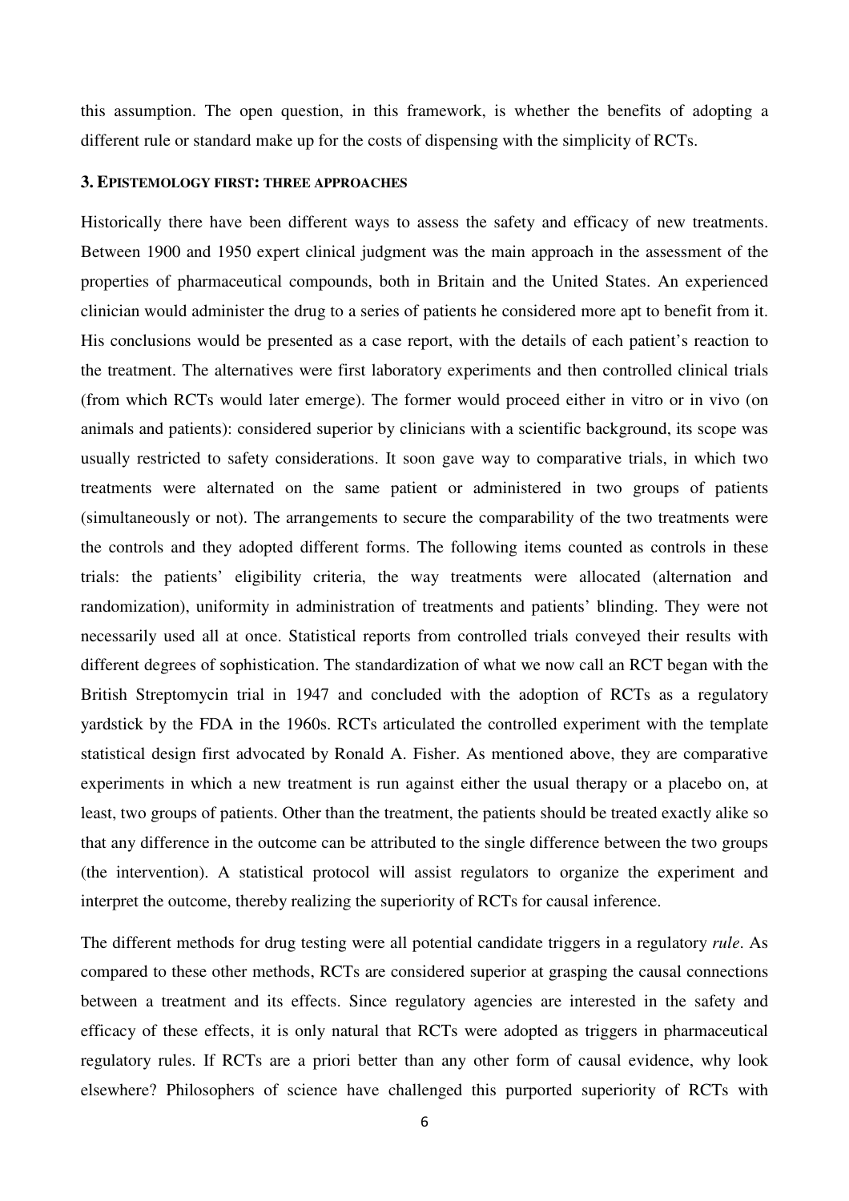this assumption. The open question, in this framework, is whether the benefits of adopting a different rule or standard make up for the costs of dispensing with the simplicity of RCTs.

## 3. Epistemology first: three approaches

Historically there have been different ways to assess the safety and efficacy of new treatments. Between 1900 and 1950 expert clinical judgment was the main approach in the assessment of the properties of pharmaceutical compounds, both in Britain and the United States. An experienced clinician would administer the drug to a series of patients he considered more apt to benefit from it. His conclusions would be presented as a case report, with the details of each patient's reaction to the treatment. The alternatives were first laboratory experiments and then controlled clinical trials (from which RCTs would later emerge). The former would proceed either in vitro or in vivo (on animals and patients): considered superior by clinicians with a scientific background, its scope was usually restricted to safety considerations. It soon gave way to comparative trials, in which two treatments were alternated on the same patient or administered in two groups of patients (simultaneously or not). The arrangements to secure the comparability of the two treatments were the controls and they adopted different forms. The following items counted as controls in these trials: the patients' eligibility criteria, the way treatments were allocated (alternation and randomization), uniformity in administration of treatments and patients' blinding. They were not necessarily used all at once. Statistical reports from controlled trials conveyed their results with different degrees of sophistication. The standardization of what we now call an RCT began with the British Streptomycin trial in 1947 and concluded with the adoption of RCTs as a regulatory yardstick by the FDA in the 1960s. RCTs articulated the controlled experiment with the template statistical design first advocated by Ronald A. Fisher. As mentioned above, they are comparative experiments in which a new treatment is run against either the usual therapy or a placebo on, at least, two groups of patients. Other than the treatment, the patients should be treated exactly alike so that any difference in the outcome can be attributed to the single difference between the two groups (the intervention). A statistical protocol will assist regulators to organize the experiment and interpret the outcome, thereby realizing the superiority of RCTs for causal inference.

The different methods for drug testing were all potential candidate triggers in a regulatory *rule*. As compared to these other methods, RCTs are considered superior at grasping the causal connections between a treatment and its effects. Since regulatory agencies are interested in the safety and efficacy of these effects, it is only natural that RCTs were adopted as triggers in pharmaceutical regulatory rules. If RCTs are a priori better than any other form of causal evidence, why look elsewhere? Philosophers of science have challenged this purported superiority of RCTs with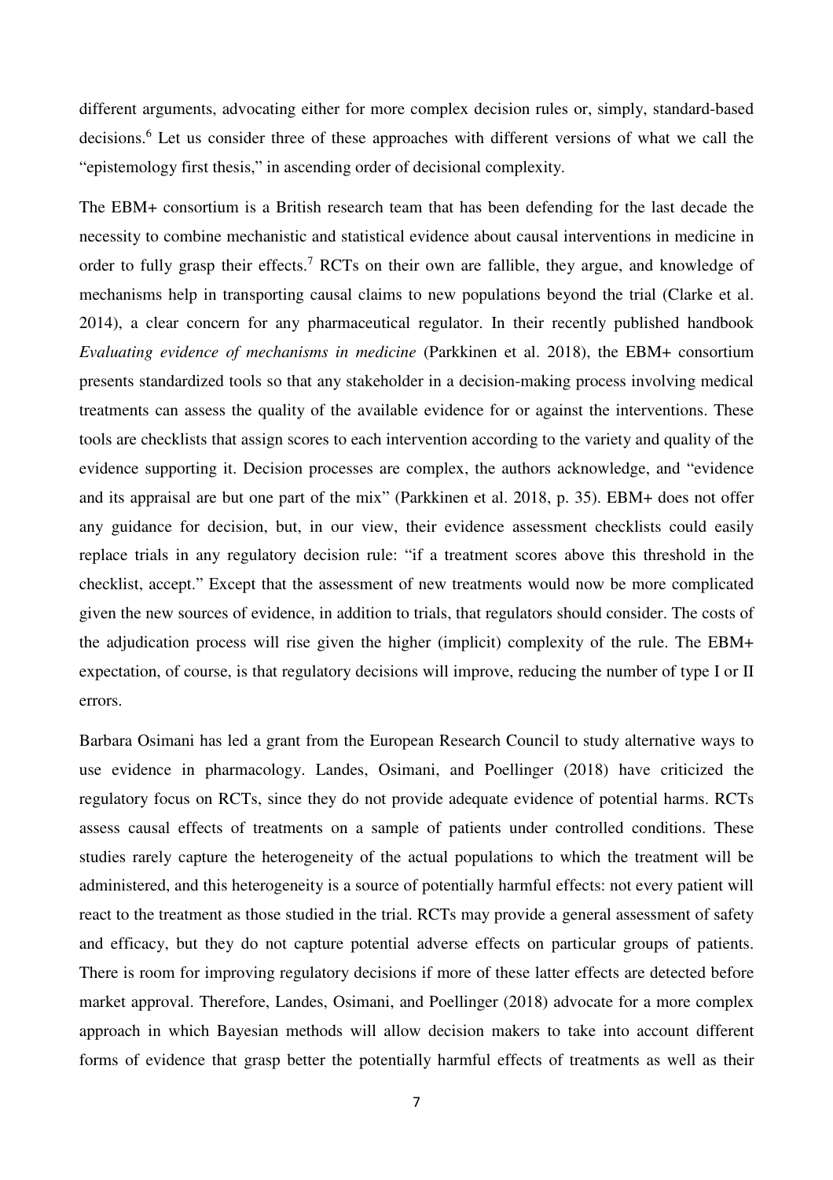different arguments, advocating either for more complex decision rules or, simply, standard-based decisions.[6] Let us consider three of these approaches with different versions of what we call the "epistemology first thesis," in ascending order of decisional complexity.

The EBM+ consortium is a British research team that has been defending for the last decade the necessity to combine mechanistic and statistical evidence about causal interventions in medicine in order to fully grasp their effects.[7] RCTs on their own are fallible, they argue, and knowledge of mechanisms help in transporting causal claims to new populations beyond the trial (Clarke et al. 2014), a clear concern for any pharmaceutical regulator. In their recently published handbook *Evaluating evidence of mechanisms in medicine* (Parkkinen et al. 2018), the EBM+ consortium presents standardized tools so that any stakeholder in a decision-making process involving medical treatments can assess the quality of the available evidence for or against the interventions. These tools are checklists that assign scores to each intervention according to the variety and quality of the evidence supporting it. Decision processes are complex, the authors acknowledge, and "evidence and its appraisal are but one part of the mix" (Parkkinen et al. 2018, p. 35). EBM+ does not offer any guidance for decision, but, in our view, their evidence assessment checklists could easily replace trials in any regulatory decision rule: "if a treatment scores above this threshold in the checklist, accept." Except that the assessment of new treatments would now be more complicated given the new sources of evidence, in addition to trials, that regulators should consider. The costs of the adjudication process will rise given the higher (implicit) complexity of the rule. The EBM+ expectation, of course, is that regulatory decisions will improve, reducing the number of type I or II errors.

Barbara Osimani has led a grant from the European Research Council to study alternative ways to use evidence in pharmacology. Landes, Osimani, and Poellinger (2018) have criticized the regulatory focus on RCTs, since they do not provide adequate evidence of potential harms. RCTs assess causal effects of treatments on a sample of patients under controlled conditions. These studies rarely capture the heterogeneity of the actual populations to which the treatment will be administered, and this heterogeneity is a source of potentially harmful effects: not every patient will react to the treatment as those studied in the trial. RCTs may provide a general assessment of safety and efficacy, but they do not capture potential adverse effects on particular groups of patients. There is room for improving regulatory decisions if more of these latter effects are detected before market approval. Therefore, Landes, Osimani, and Poellinger (2018) advocate for a more complex approach in which Bayesian methods will allow decision makers to take into account different forms of evidence that grasp better the potentially harmful effects of treatments as well as their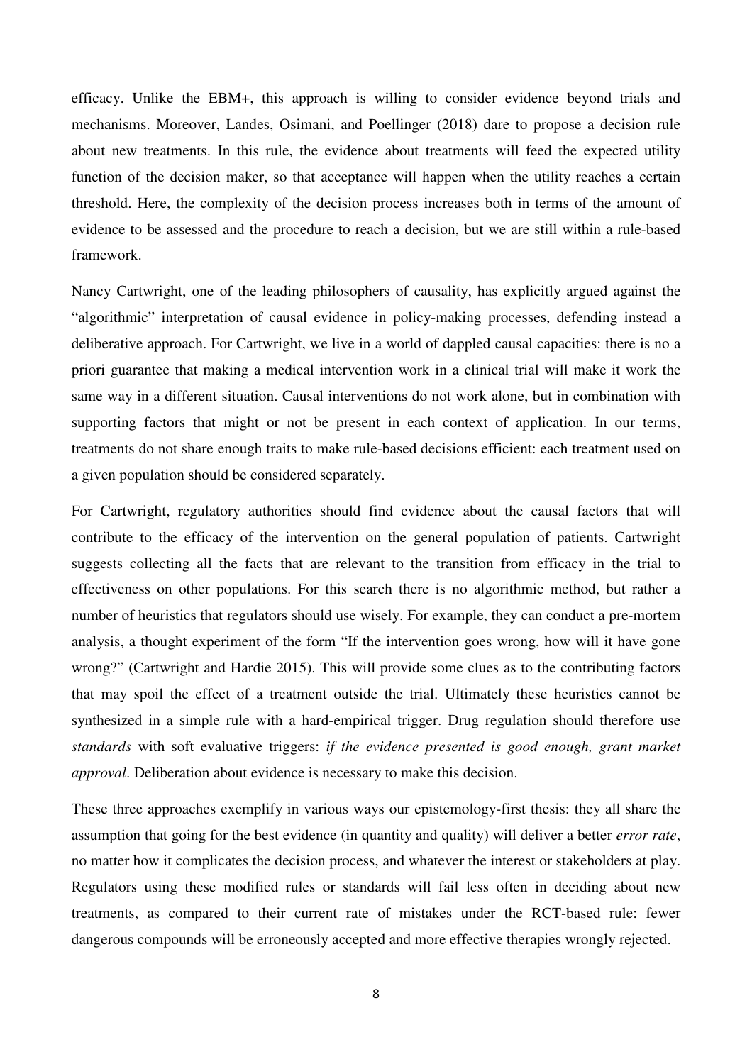efficacy. Unlike the EBM+, this approach is willing to consider evidence beyond trials and mechanisms. Moreover, Landes, Osimani, and Poellinger (2018) dare to propose a decision rule about new treatments. In this rule, the evidence about treatments will feed the expected utility function of the decision maker, so that acceptance will happen when the utility reaches a certain threshold. Here, the complexity of the decision process increases both in terms of the amount of evidence to be assessed and the procedure to reach a decision, but we are still within a rule-based framework.

Nancy Cartwright, one of the leading philosophers of causality, has explicitly argued against the "algorithmic" interpretation of causal evidence in policy-making processes, defending instead a deliberative approach. For Cartwright, we live in a world of dappled causal capacities: there is no a priori guarantee that making a medical intervention work in a clinical trial will make it work the same way in a different situation. Causal interventions do not work alone, but in combination with supporting factors that might or not be present in each context of application. In our terms, treatments do not share enough traits to make rule-based decisions efficient: each treatment used on a given population should be considered separately.

For Cartwright, regulatory authorities should find evidence about the causal factors that will contribute to the efficacy of the intervention on the general population of patients. Cartwright suggests collecting all the facts that are relevant to the transition from efficacy in the trial to effectiveness on other populations. For this search there is no algorithmic method, but rather a number of heuristics that regulators should use wisely. For example, they can conduct a pre-mortem analysis, a thought experiment of the form "If the intervention goes wrong, how will it have gone wrong?" (Cartwright and Hardie 2015). This will provide some clues as to the contributing factors that may spoil the effect of a treatment outside the trial. Ultimately these heuristics cannot be synthesized in a simple rule with a hard-empirical trigger. Drug regulation should therefore use *standards* with soft evaluative triggers: *if the evidence presented is good enough, grant market approval*. Deliberation about evidence is necessary to make this decision.

These three approaches exemplify in various ways our epistemology-first thesis: they all share the assumption that going for the best evidence (in quantity and quality) will deliver a better *error rate*, no matter how it complicates the decision process, and whatever the interest or stakeholders at play. Regulators using these modified rules or standards will fail less often in deciding about new treatments, as compared to their current rate of mistakes under the RCT-based rule: fewer dangerous compounds will be erroneously accepted and more effective therapies wrongly rejected.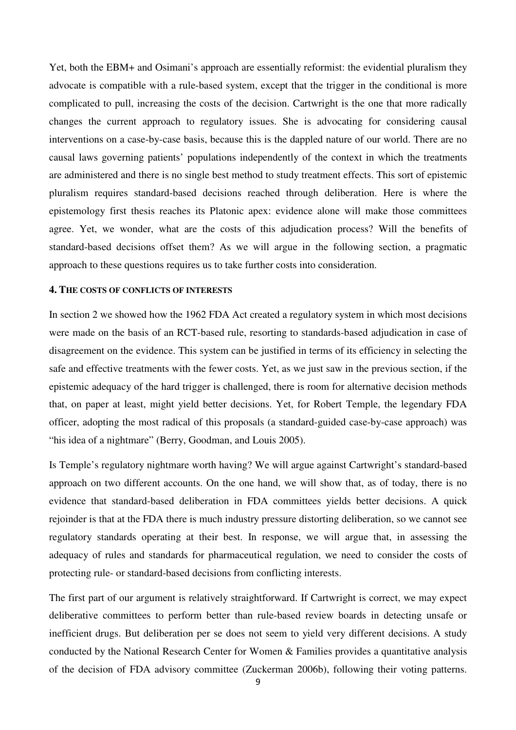Yet, both the EBM+ and Osimani's approach are essentially reformist: the evidential pluralism they advocate is compatible with a rule-based system, except that the trigger in the conditional is more complicated to pull, increasing the costs of the decision. Cartwright is the one that more radically changes the current approach to regulatory issues. She is advocating for considering causal interventions on a case-by-case basis, because this is the dappled nature of our world. There are no causal laws governing patients' populations independently of the context in which the treatments are administered and there is no single best method to study treatment effects. This sort of epistemic pluralism requires standard-based decisions reached through deliberation. Here is where the epistemology first thesis reaches its Platonic apex: evidence alone will make those committees agree. Yet, we wonder, what are the costs of this adjudication process? Will the benefits of standard-based decisions offset them? As we will argue in the following section, a pragmatic approach to these questions requires us to take further costs into consideration.

## 4. The costs of conflicts of interests

In section 2 we showed how the 1962 FDA Act created a regulatory system in which most decisions were made on the basis of an RCT-based rule, resorting to standards-based adjudication in case of disagreement on the evidence. This system can be justified in terms of its efficiency in selecting the safe and effective treatments with the fewer costs. Yet, as we just saw in the previous section, if the epistemic adequacy of the hard trigger is challenged, there is room for alternative decision methods that, on paper at least, might yield better decisions. Yet, for Robert Temple, the legendary FDA officer, adopting the most radical of this proposals (a standard-guided case-by-case approach) was "his idea of a nightmare" (Berry, Goodman, and Louis 2005).

Is Temple's regulatory nightmare worth having? We will argue against Cartwright's standard-based approach on two different accounts. On the one hand, we will show that, as of today, there is no evidence that standard-based deliberation in FDA committees yields better decisions. A quick rejoinder is that at the FDA there is much industry pressure distorting deliberation, so we cannot see regulatory standards operating at their best. In response, we will argue that, in assessing the adequacy of rules and standards for pharmaceutical regulation, we need to consider the costs of protecting rule- or standard-based decisions from conflicting interests.

The first part of our argument is relatively straightforward. If Cartwright is correct, we may expect deliberative committees to perform better than rule-based review boards in detecting unsafe or inefficient drugs. But deliberation per se does not seem to yield very different decisions. A study conducted by the National Research Center for Women & Families provides a quantitative analysis of the decision of FDA advisory committee (Zuckerman 2006b), following their voting patterns.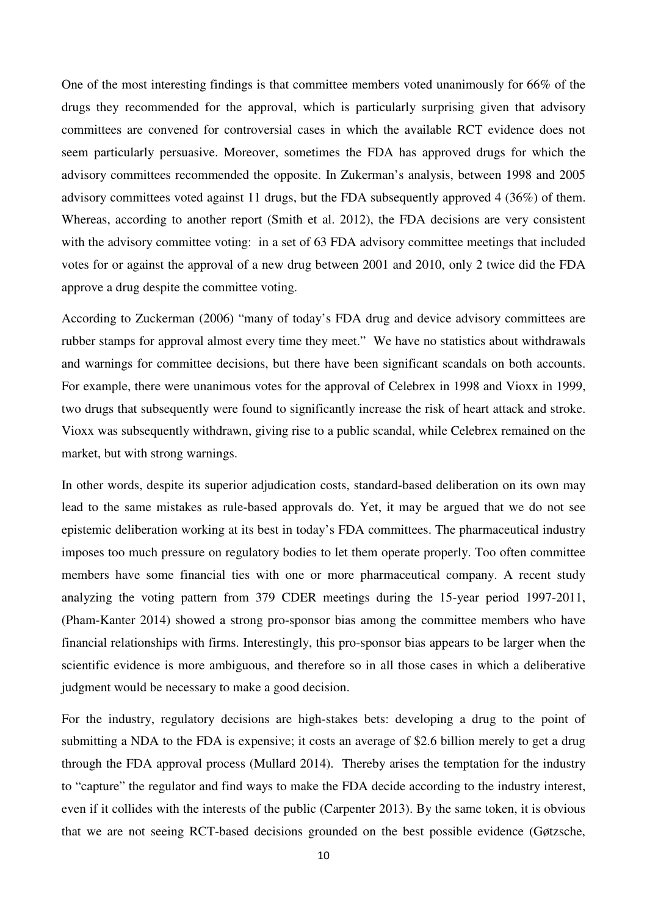One of the most interesting findings is that committee members voted unanimously for 66% of the drugs they recommended for the approval, which is particularly surprising given that advisory committees are convened for controversial cases in which the available RCT evidence does not seem particularly persuasive. Moreover, sometimes the FDA has approved drugs for which the advisory committees recommended the opposite. In Zukerman's analysis, between 1998 and 2005 advisory committees voted against 11 drugs, but the FDA subsequently approved 4 (36%) of them. Whereas, according to another report (Smith et al. 2012), the FDA decisions are very consistent with the advisory committee voting: in a set of 63 FDA advisory committee meetings that included votes for or against the approval of a new drug between 2001 and 2010, only 2 twice did the FDA approve a drug despite the committee voting.

According to Zuckerman (2006) "many of today's FDA drug and device advisory committees are rubber stamps for approval almost every time they meet." We have no statistics about withdrawals and warnings for committee decisions, but there have been significant scandals on both accounts. For example, there were unanimous votes for the approval of Celebrex in 1998 and Vioxx in 1999, two drugs that subsequently were found to significantly increase the risk of heart attack and stroke. Vioxx was subsequently withdrawn, giving rise to a public scandal, while Celebrex remained on the market, but with strong warnings.

In other words, despite its superior adjudication costs, standard-based deliberation on its own may lead to the same mistakes as rule-based approvals do. Yet, it may be argued that we do not see epistemic deliberation working at its best in today's FDA committees. The pharmaceutical industry imposes too much pressure on regulatory bodies to let them operate properly. Too often committee members have some financial ties with one or more pharmaceutical company. A recent study analyzing the voting pattern from 379 CDER meetings during the 15-year period 1997-2011, (Pham-Kanter 2014) showed a strong pro-sponsor bias among the committee members who have financial relationships with firms. Interestingly, this pro-sponsor bias appears to be larger when the scientific evidence is more ambiguous, and therefore so in all those cases in which a deliberative judgment would be necessary to make a good decision.

For the industry, regulatory decisions are high-stakes bets: developing a drug to the point of submitting a NDA to the FDA is expensive; it costs an average of $2.6 billion merely to get a drug through the FDA approval process (Mullard 2014). Thereby arises the temptation for the industry to "capture" the regulator and find ways to make the FDA decide according to the industry interest, even if it collides with the interests of the public (Carpenter 2013). By the same token, it is obvious that we are not seeing RCT-based decisions grounded on the best possible evidence (Gøtzsche,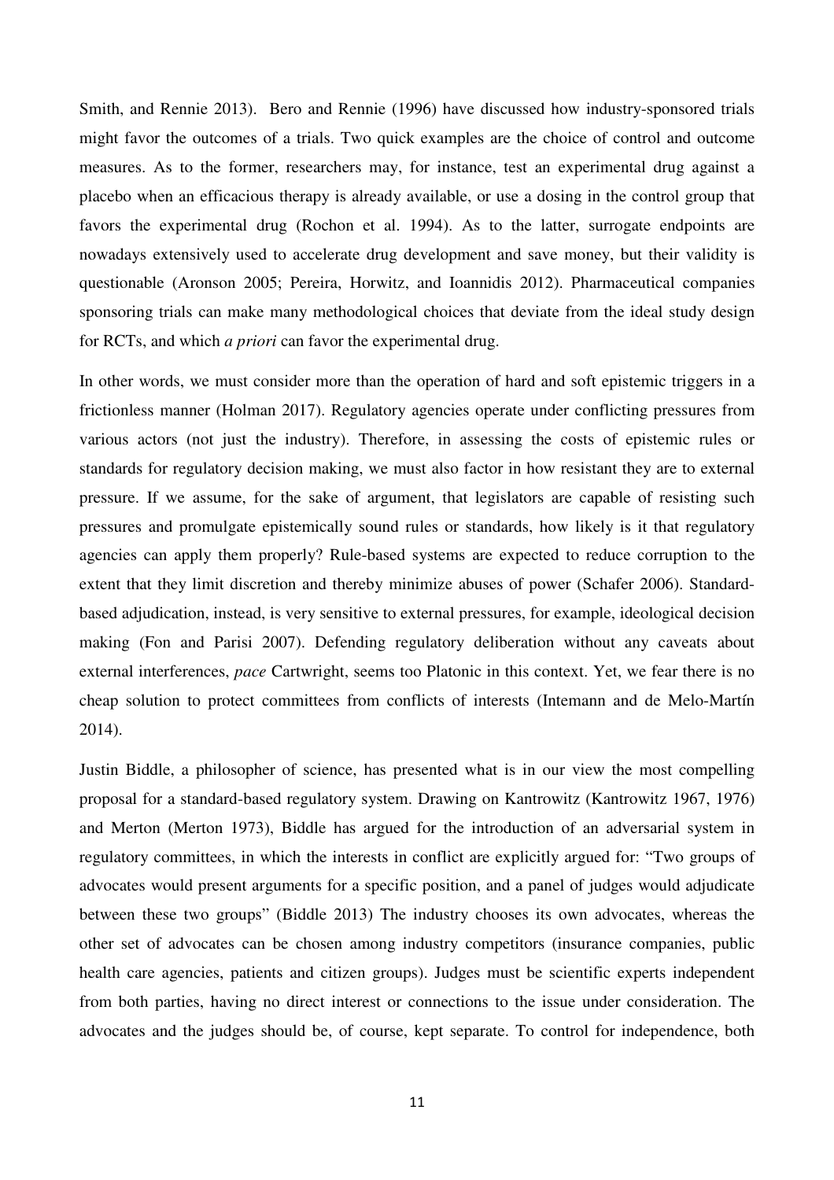Smith, and Rennie 2013). Bero and Rennie (1996) have discussed how industry-sponsored trials might favor the outcomes of a trials. Two quick examples are the choice of control and outcome measures. As to the former, researchers may, for instance, test an experimental drug against a placebo when an efficacious therapy is already available, or use a dosing in the control group that favors the experimental drug (Rochon et al. 1994). As to the latter, surrogate endpoints are nowadays extensively used to accelerate drug development and save money, but their validity is questionable (Aronson 2005; Pereira, Horwitz, and Ioannidis 2012). Pharmaceutical companies sponsoring trials can make many methodological choices that deviate from the ideal study design for RCTs, and which *a priori* can favor the experimental drug.

In other words, we must consider more than the operation of hard and soft epistemic triggers in a frictionless manner (Holman 2017). Regulatory agencies operate under conflicting pressures from various actors (not just the industry). Therefore, in assessing the costs of epistemic rules or standards for regulatory decision making, we must also factor in how resistant they are to external pressure. If we assume, for the sake of argument, that legislators are capable of resisting such pressures and promulgate epistemically sound rules or standards, how likely is it that regulatory agencies can apply them properly? Rule-based systems are expected to reduce corruption to the extent that they limit discretion and thereby minimize abuses of power (Schafer 2006). Standard-based adjudication, instead, is very sensitive to external pressures, for example, ideological decision making (Fon and Parisi 2007). Defending regulatory deliberation without any caveats about external interferences, *pace* Cartwright, seems too Platonic in this context. Yet, we fear there is no cheap solution to protect committees from conflicts of interests (Intemann and de Melo-Martín 2014).

Justin Biddle, a philosopher of science, has presented what is in our view the most compelling proposal for a standard-based regulatory system. Drawing on Kantrowitz (Kantrowitz 1967, 1976) and Merton (Merton 1973), Biddle has argued for the introduction of an adversarial system in regulatory committees, in which the interests in conflict are explicitly argued for: "Two groups of advocates would present arguments for a specific position, and a panel of judges would adjudicate between these two groups" (Biddle 2013) The industry chooses its own advocates, whereas the other set of advocates can be chosen among industry competitors (insurance companies, public health care agencies, patients and citizen groups). Judges must be scientific experts independent from both parties, having no direct interest or connections to the issue under consideration. The advocates and the judges should be, of course, kept separate. To control for independence, both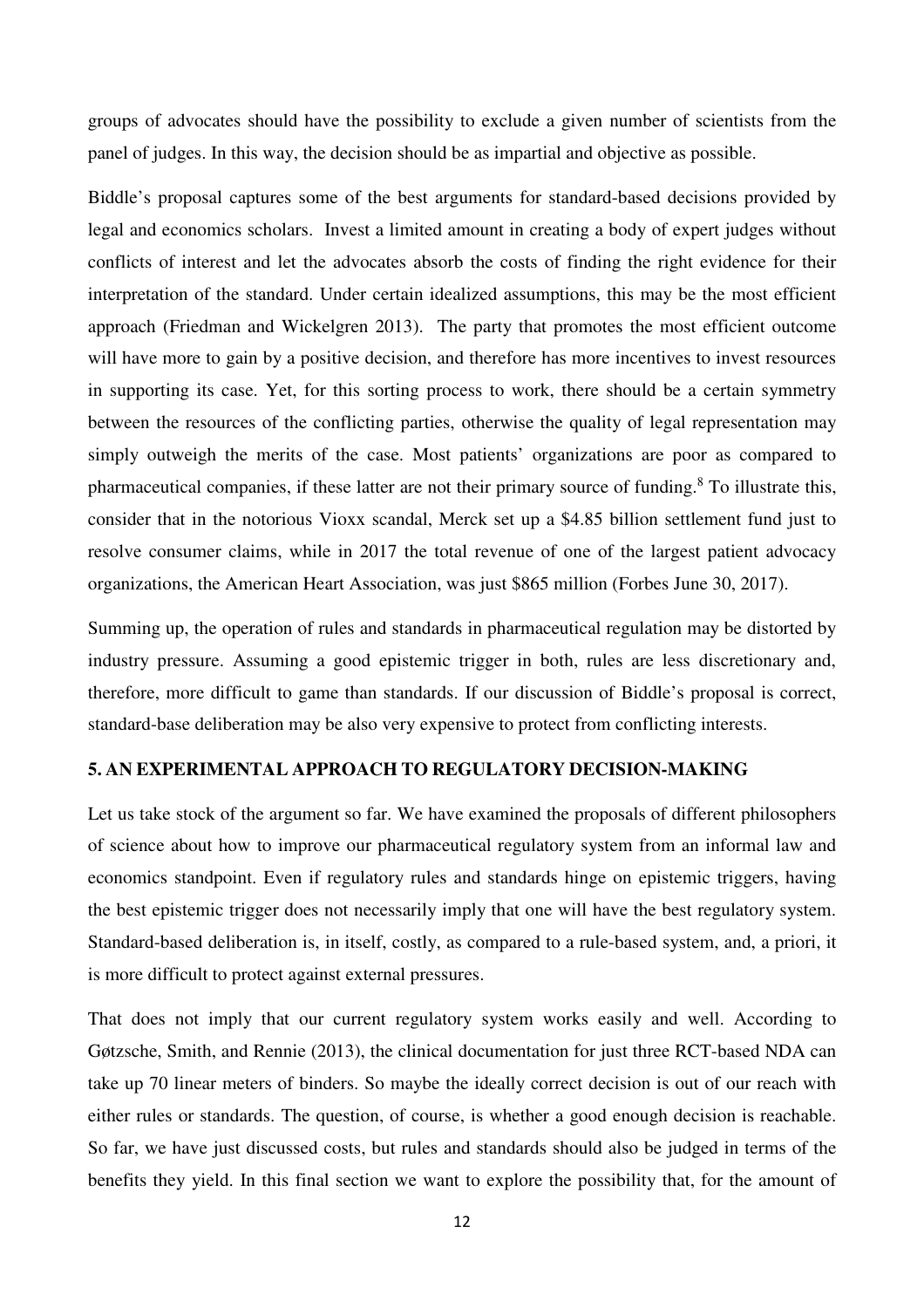groups of advocates should have the possibility to exclude a given number of scientists from the panel of judges. In this way, the decision should be as impartial and objective as possible.

Biddle's proposal captures some of the best arguments for standard-based decisions provided by legal and economics scholars. Invest a limited amount in creating a body of expert judges without conflicts of interest and let the advocates absorb the costs of finding the right evidence for their interpretation of the standard. Under certain idealized assumptions, this may be the most efficient approach (Friedman and Wickelgren 2013). The party that promotes the most efficient outcome will have more to gain by a positive decision, and therefore has more incentives to invest resources in supporting its case. Yet, for this sorting process to work, there should be a certain symmetry between the resources of the conflicting parties, otherwise the quality of legal representation may simply outweigh the merits of the case. Most patients' organizations are poor as compared to pharmaceutical companies, if these latter are not their primary source of funding.[8] To illustrate this, consider that in the notorious Vioxx scandal, Merck set up a $4.85 billion settlement fund just to resolve consumer claims, while in 2017 the total revenue of one of the largest patient advocacy organizations, the American Heart Association, was just $865 million (Forbes June 30, 2017).

Summing up, the operation of rules and standards in pharmaceutical regulation may be distorted by industry pressure. Assuming a good epistemic trigger in both, rules are less discretionary and, therefore, more difficult to game than standards. If our discussion of Biddle's proposal is correct, standard-base deliberation may be also very expensive to protect from conflicting interests.

## 5. AN EXPERIMENTAL APPROACH TO REGULATORY DECISION-MAKING

Let us take stock of the argument so far. We have examined the proposals of different philosophers of science about how to improve our pharmaceutical regulatory system from an informal law and economics standpoint. Even if regulatory rules and standards hinge on epistemic triggers, having the best epistemic trigger does not necessarily imply that one will have the best regulatory system. Standard-based deliberation is, in itself, costly, as compared to a rule-based system, and, a priori, it is more difficult to protect against external pressures.

That does not imply that our current regulatory system works easily and well. According to Gøtzsche, Smith, and Rennie (2013), the clinical documentation for just three RCT-based NDA can take up 70 linear meters of binders. So maybe the ideally correct decision is out of our reach with either rules or standards. The question, of course, is whether a good enough decision is reachable. So far, we have just discussed costs, but rules and standards should also be judged in terms of the benefits they yield. In this final section we want to explore the possibility that, for the amount of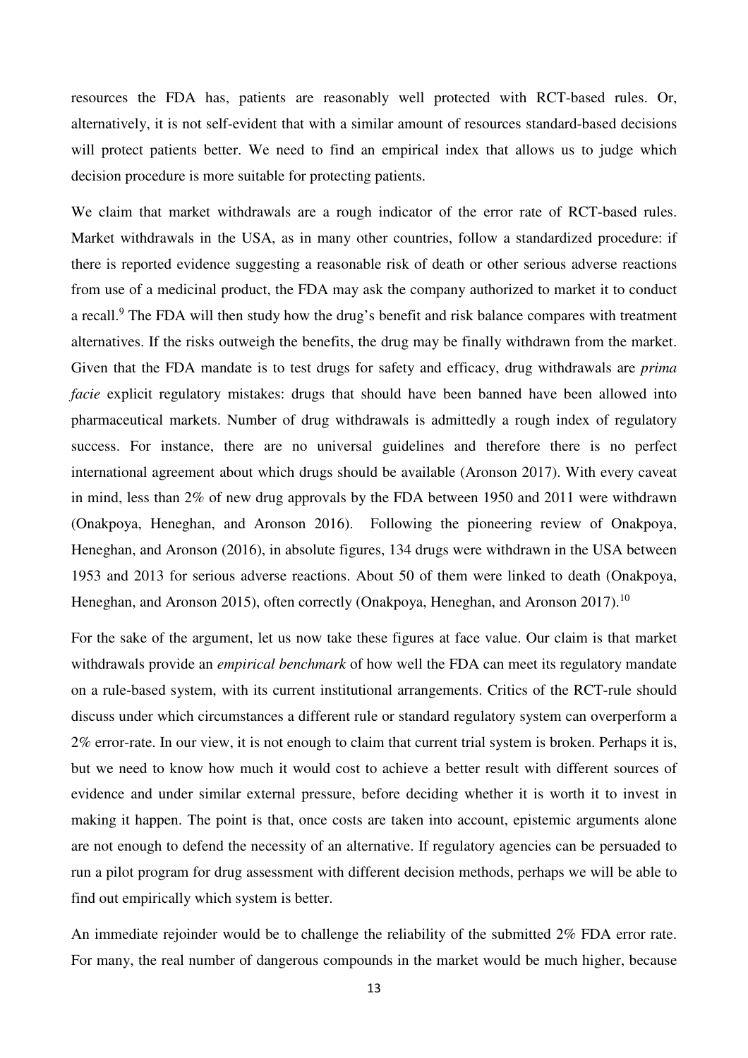resources the FDA has, patients are reasonably well protected with RCT-based rules. Or, alternatively, it is not self-evident that with a similar amount of resources standard-based decisions will protect patients better. We need to find an empirical index that allows us to judge which decision procedure is more suitable for protecting patients.

We claim that market withdrawals are a rough indicator of the error rate of RCT-based rules. Market withdrawals in the USA, as in many other countries, follow a standardized procedure: if there is reported evidence suggesting a reasonable risk of death or other serious adverse reactions from use of a medicinal product, the FDA may ask the company authorized to market it to conduct a recall.[9] The FDA will then study how the drug's benefit and risk balance compares with treatment alternatives. If the risks outweigh the benefits, the drug may be finally withdrawn from the market. Given that the FDA mandate is to test drugs for safety and efficacy, drug withdrawals are *prima facie* explicit regulatory mistakes: drugs that should have been banned have been allowed into pharmaceutical markets. Number of drug withdrawals is admittedly a rough index of regulatory success. For instance, there are no universal guidelines and therefore there is no perfect international agreement about which drugs should be available (Aronson 2017). With every caveat in mind, less than 2% of new drug approvals by the FDA between 1950 and 2011 were withdrawn (Onakpoya, Heneghan, and Aronson 2016). Following the pioneering review of Onakpoya, Heneghan, and Aronson (2016), in absolute figures, 134 drugs were withdrawn in the USA between 1953 and 2013 for serious adverse reactions. About 50 of them were linked to death (Onakpoya, Heneghan, and Aronson 2015), often correctly (Onakpoya, Heneghan, and Aronson 2017).[10]

For the sake of the argument, let us now take these figures at face value. Our claim is that market withdrawals provide an *empirical benchmark* of how well the FDA can meet its regulatory mandate on a rule-based system, with its current institutional arrangements. Critics of the RCT-rule should discuss under which circumstances a different rule or standard regulatory system can overperform a 2% error-rate. In our view, it is not enough to claim that current trial system is broken. Perhaps it is, but we need to know how much it would cost to achieve a better result with different sources of evidence and under similar external pressure, before deciding whether it is worth it to invest in making it happen. The point is that, once costs are taken into account, epistemic arguments alone are not enough to defend the necessity of an alternative. If regulatory agencies can be persuaded to run a pilot program for drug assessment with different decision methods, perhaps we will be able to find out empirically which system is better.

An immediate rejoinder would be to challenge the reliability of the submitted 2% FDA error rate. For many, the real number of dangerous compounds in the market would be much higher, because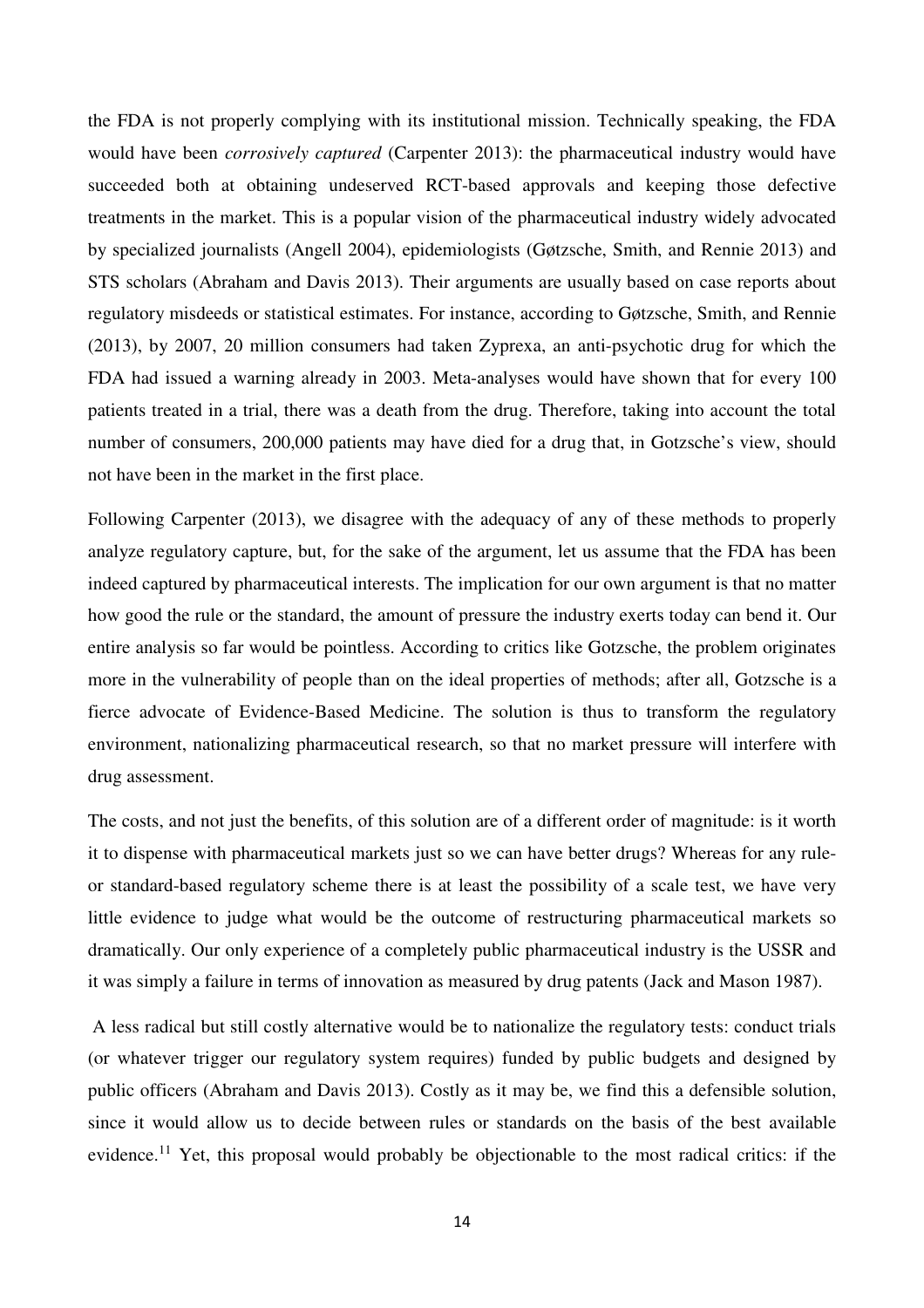the FDA is not properly complying with its institutional mission. Technically speaking, the FDA would have been *corrosively captured* (Carpenter 2013): the pharmaceutical industry would have succeeded both at obtaining undeserved RCT-based approvals and keeping those defective treatments in the market. This is a popular vision of the pharmaceutical industry widely advocated by specialized journalists (Angell 2004), epidemiologists (Gøtzsche, Smith, and Rennie 2013) and STS scholars (Abraham and Davis 2013). Their arguments are usually based on case reports about regulatory misdeeds or statistical estimates. For instance, according to Gøtzsche, Smith, and Rennie (2013), by 2007, 20 million consumers had taken Zyprexa, an anti-psychotic drug for which the FDA had issued a warning already in 2003. Meta-analyses would have shown that for every 100 patients treated in a trial, there was a death from the drug. Therefore, taking into account the total number of consumers, 200,000 patients may have died for a drug that, in Gotzsche's view, should not have been in the market in the first place.

Following Carpenter (2013), we disagree with the adequacy of any of these methods to properly analyze regulatory capture, but, for the sake of the argument, let us assume that the FDA has been indeed captured by pharmaceutical interests. The implication for our own argument is that no matter how good the rule or the standard, the amount of pressure the industry exerts today can bend it. Our entire analysis so far would be pointless. According to critics like Gotzsche, the problem originates more in the vulnerability of people than on the ideal properties of methods; after all, Gotzsche is a fierce advocate of Evidence-Based Medicine. The solution is thus to transform the regulatory environment, nationalizing pharmaceutical research, so that no market pressure will interfere with drug assessment.

The costs, and not just the benefits, of this solution are of a different order of magnitude: is it worth it to dispense with pharmaceutical markets just so we can have better drugs? Whereas for any rule- or standard-based regulatory scheme there is at least the possibility of a scale test, we have very little evidence to judge what would be the outcome of restructuring pharmaceutical markets so dramatically. Our only experience of a completely public pharmaceutical industry is the USSR and it was simply a failure in terms of innovation as measured by drug patents (Jack and Mason 1987).

A less radical but still costly alternative would be to nationalize the regulatory tests: conduct trials (or whatever trigger our regulatory system requires) funded by public budgets and designed by public officers (Abraham and Davis 2013). Costly as it may be, we find this a defensible solution, since it would allow us to decide between rules or standards on the basis of the best available evidence.[11] Yet, this proposal would probably be objectionable to the most radical critics: if the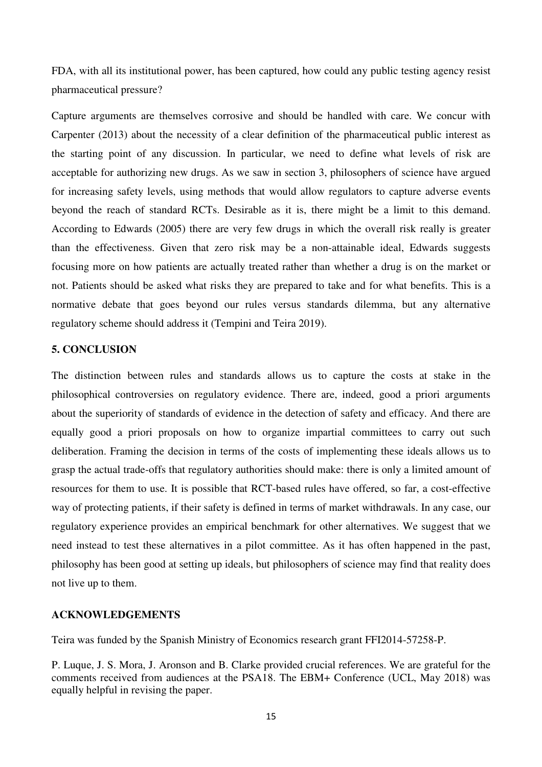FDA, with all its institutional power, has been captured, how could any public testing agency resist pharmaceutical pressure?

Capture arguments are themselves corrosive and should be handled with care. We concur with Carpenter (2013) about the necessity of a clear definition of the pharmaceutical public interest as the starting point of any discussion. In particular, we need to define what levels of risk are acceptable for authorizing new drugs. As we saw in section 3, philosophers of science have argued for increasing safety levels, using methods that would allow regulators to capture adverse events beyond the reach of standard RCTs. Desirable as it is, there might be a limit to this demand. According to Edwards (2005) there are very few drugs in which the overall risk really is greater than the effectiveness. Given that zero risk may be a non-attainable ideal, Edwards suggests focusing more on how patients are actually treated rather than whether a drug is on the market or not. Patients should be asked what risks they are prepared to take and for what benefits. This is a normative debate that goes beyond our rules versus standards dilemma, but any alternative regulatory scheme should address it (Tempini and Teira 2019).

## 5. CONCLUSION

The distinction between rules and standards allows us to capture the costs at stake in the philosophical controversies on regulatory evidence. There are, indeed, good a priori arguments about the superiority of standards of evidence in the detection of safety and efficacy. And there are equally good a priori proposals on how to organize impartial committees to carry out such deliberation. Framing the decision in terms of the costs of implementing these ideals allows us to grasp the actual trade-offs that regulatory authorities should make: there is only a limited amount of resources for them to use. It is possible that RCT-based rules have offered, so far, a cost-effective way of protecting patients, if their safety is defined in terms of market withdrawals. In any case, our regulatory experience provides an empirical benchmark for other alternatives. We suggest that we need instead to test these alternatives in a pilot committee. As it has often happened in the past, philosophy has been good at setting up ideals, but philosophers of science may find that reality does not live up to them.

## ACKNOWLEDGEMENTS

Teira was funded by the Spanish Ministry of Economics research grant FFI2014-57258-P.

P. Luque, J. S. Mora, J. Aronson and B. Clarke provided crucial references. We are grateful for the comments received from audiences at the PSA18. The EBM+ Conference (UCL, May 2018) was equally helpful in revising the paper.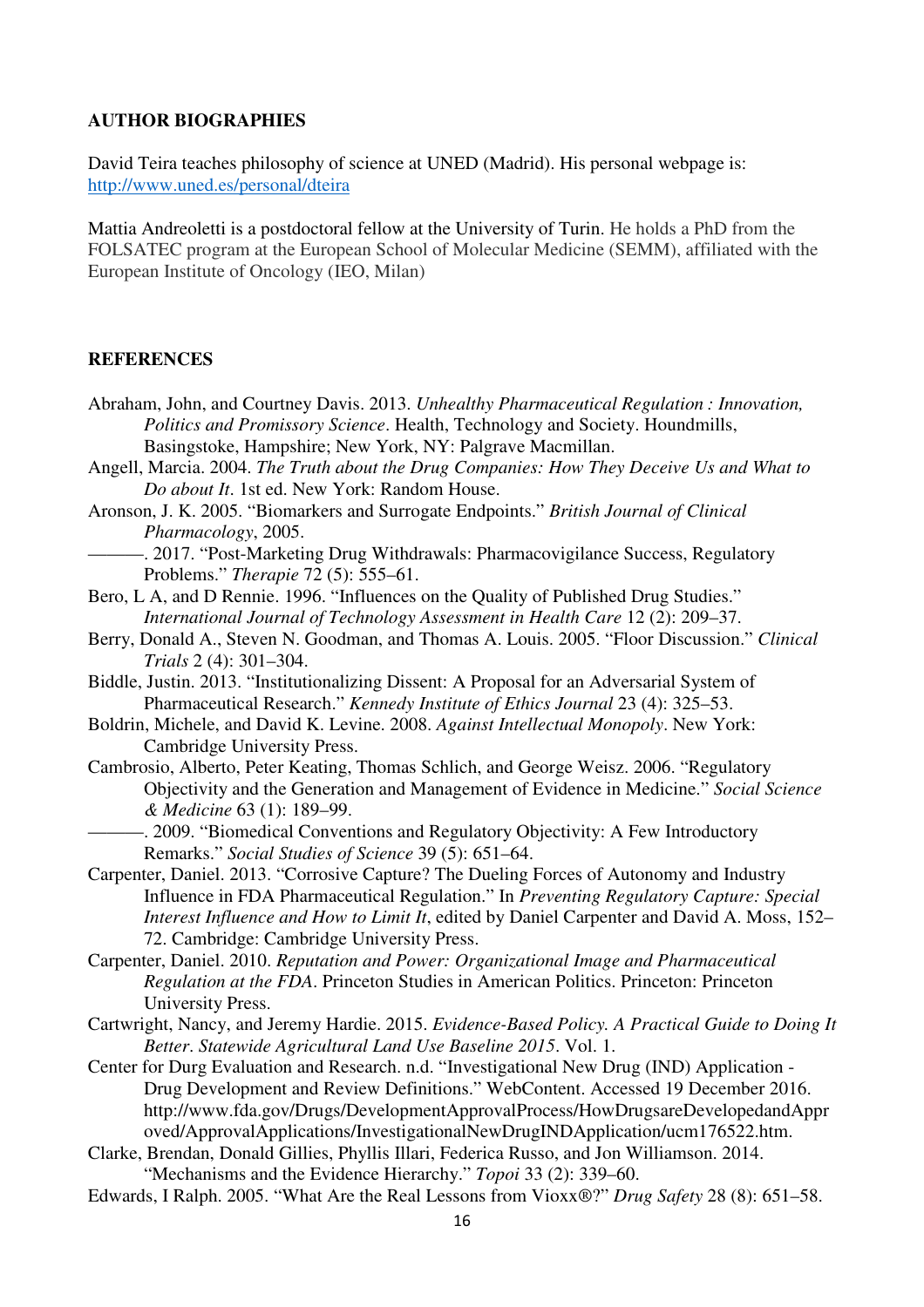**AUTHOR BIOGRAPHIES**

David Teira teaches philosophy of science at UNED (Madrid). His personal webpage is: http://www.uned.es/personal/dteira

Mattia Andreoletti is a postdoctoral fellow at the University of Turin. He holds a PhD from the FOLSATEC program at the European School of Molecular Medicine (SEMM), affiliated with the European Institute of Oncology (IEO, Milan)

**REFERENCES**

Abraham, John, and Courtney Davis. 2013. *Unhealthy Pharmaceutical Regulation : Innovation, Politics and Promissory Science*. Health, Technology and Society. Houndmills, Basingstoke, Hampshire; New York, NY: Palgrave Macmillan.

Angell, Marcia. 2004. *The Truth about the Drug Companies: How They Deceive Us and What to Do about It*. 1st ed. New York: Random House.

Aronson, J. K. 2005. "Biomarkers and Surrogate Endpoints." *British Journal of Clinical Pharmacology*, 2005.

———. 2017. "Post-Marketing Drug Withdrawals: Pharmacovigilance Success, Regulatory Problems." *Therapie* 72 (5): 555–61.

Bero, L A, and D Rennie. 1996. "Influences on the Quality of Published Drug Studies." *International Journal of Technology Assessment in Health Care* 12 (2): 209–37.

Berry, Donald A., Steven N. Goodman, and Thomas A. Louis. 2005. "Floor Discussion." *Clinical Trials* 2 (4): 301–304.

Biddle, Justin. 2013. "Institutionalizing Dissent: A Proposal for an Adversarial System of Pharmaceutical Research." *Kennedy Institute of Ethics Journal* 23 (4): 325–53.

Boldrin, Michele, and David K. Levine. 2008. *Against Intellectual Monopoly*. New York: Cambridge University Press.

Cambrosio, Alberto, Peter Keating, Thomas Schlich, and George Weisz. 2006. "Regulatory Objectivity and the Generation and Management of Evidence in Medicine." *Social Science & Medicine* 63 (1): 189–99.

———. 2009. "Biomedical Conventions and Regulatory Objectivity: A Few Introductory Remarks." *Social Studies of Science* 39 (5): 651–64.

Carpenter, Daniel. 2013. "Corrosive Capture? The Dueling Forces of Autonomy and Industry Influence in FDA Pharmaceutical Regulation." In *Preventing Regulatory Capture: Special Interest Influence and How to Limit It*, edited by Daniel Carpenter and David A. Moss, 152–72. Cambridge: Cambridge University Press.

Carpenter, Daniel. 2010. *Reputation and Power: Organizational Image and Pharmaceutical Regulation at the FDA*. Princeton Studies in American Politics. Princeton: Princeton University Press.

Cartwright, Nancy, and Jeremy Hardie. 2015. *Evidence-Based Policy. A Practical Guide to Doing It Better*. *Statewide Agricultural Land Use Baseline 2015*. Vol. 1.

Center for Durg Evaluation and Research. n.d. "Investigational New Drug (IND) Application - Drug Development and Review Definitions." WebContent. Accessed 19 December 2016. http://www.fda.gov/Drugs/DevelopmentApprovalProcess/HowDrugsareDevelopedandApproved/ApprovalApplications/InvestigationalNewDrugINDApplication/ucm176522.htm.

Clarke, Brendan, Donald Gillies, Phyllis Illari, Federica Russo, and Jon Williamson. 2014. "Mechanisms and the Evidence Hierarchy." *Topoi* 33 (2): 339–60.

Edwards, I Ralph. 2005. "What Are the Real Lessons from Vioxx®?" *Drug Safety* 28 (8): 651–58.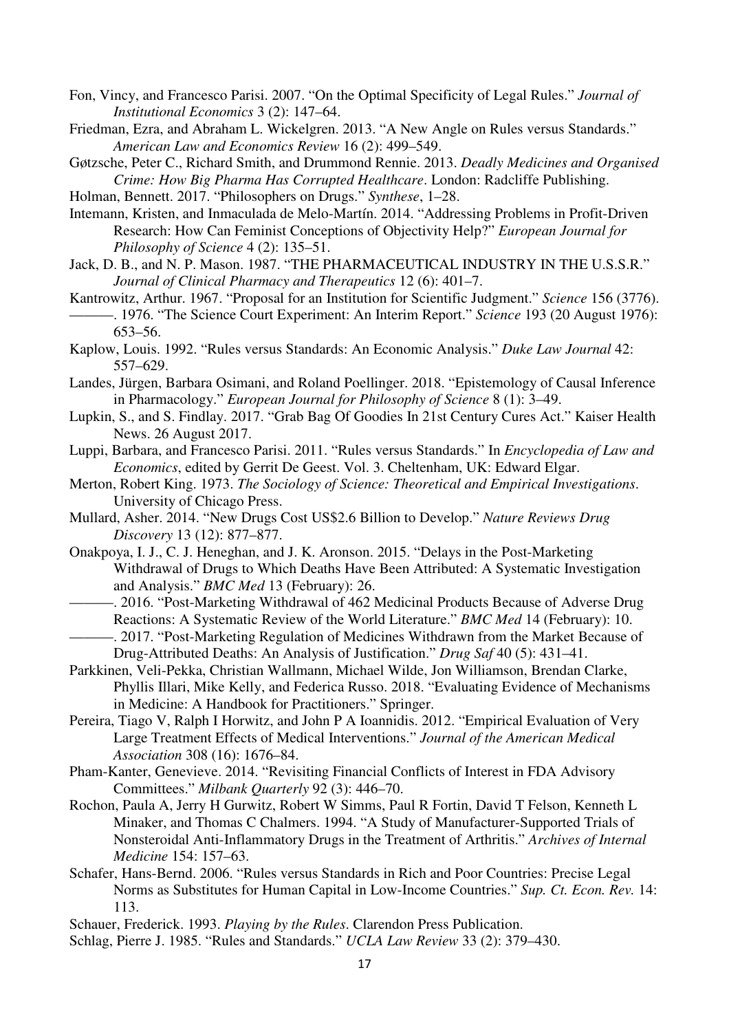Fon, Vincy, and Francesco Parisi. 2007. "On the Optimal Specificity of Legal Rules." *Journal of Institutional Economics* 3 (2): 147–64.

Friedman, Ezra, and Abraham L. Wickelgren. 2013. "A New Angle on Rules versus Standards." *American Law and Economics Review* 16 (2): 499–549.

Gøtzsche, Peter C., Richard Smith, and Drummond Rennie. 2013. *Deadly Medicines and Organised Crime: How Big Pharma Has Corrupted Healthcare*. London: Radcliffe Publishing.

Holman, Bennett. 2017. "Philosophers on Drugs." *Synthese*, 1–28.

Intemann, Kristen, and Inmaculada de Melo-Martín. 2014. "Addressing Problems in Profit-Driven Research: How Can Feminist Conceptions of Objectivity Help?" *European Journal for Philosophy of Science* 4 (2): 135–51.

Jack, D. B., and N. P. Mason. 1987. "THE PHARMACEUTICAL INDUSTRY IN THE U.S.S.R." *Journal of Clinical Pharmacy and Therapeutics* 12 (6): 401–7.

Kantrowitz, Arthur. 1967. "Proposal for an Institution for Scientific Judgment." *Science* 156 (3776).

———. 1976. "The Science Court Experiment: An Interim Report." *Science* 193 (20 August 1976): 653–56.

Kaplow, Louis. 1992. "Rules versus Standards: An Economic Analysis." *Duke Law Journal* 42: 557–629.

Landes, Jürgen, Barbara Osimani, and Roland Poellinger. 2018. "Epistemology of Causal Inference in Pharmacology." *European Journal for Philosophy of Science* 8 (1): 3–49.

Lupkin, S., and S. Findlay. 2017. "Grab Bag Of Goodies In 21st Century Cures Act." Kaiser Health News. 26 August 2017.

Luppi, Barbara, and Francesco Parisi. 2011. "Rules versus Standards." In *Encyclopedia of Law and Economics*, edited by Gerrit De Geest. Vol. 3. Cheltenham, UK: Edward Elgar.

Merton, Robert King. 1973. *The Sociology of Science: Theoretical and Empirical Investigations*. University of Chicago Press.

Mullard, Asher. 2014. "New Drugs Cost US$2.6 Billion to Develop." *Nature Reviews Drug Discovery* 13 (12): 877–877.

Onakpoya, I. J., C. J. Heneghan, and J. K. Aronson. 2015. "Delays in the Post-Marketing Withdrawal of Drugs to Which Deaths Have Been Attributed: A Systematic Investigation and Analysis." *BMC Med* 13 (February): 26.

———. 2016. "Post-Marketing Withdrawal of 462 Medicinal Products Because of Adverse Drug Reactions: A Systematic Review of the World Literature." *BMC Med* 14 (February): 10.

———. 2017. "Post-Marketing Regulation of Medicines Withdrawn from the Market Because of Drug-Attributed Deaths: An Analysis of Justification." *Drug Saf* 40 (5): 431–41.

Parkkinen, Veli-Pekka, Christian Wallmann, Michael Wilde, Jon Williamson, Brendan Clarke, Phyllis Illari, Mike Kelly, and Federica Russo. 2018. "Evaluating Evidence of Mechanisms in Medicine: A Handbook for Practitioners." Springer.

Pereira, Tiago V, Ralph I Horwitz, and John P A Ioannidis. 2012. "Empirical Evaluation of Very Large Treatment Effects of Medical Interventions." *Journal of the American Medical Association* 308 (16): 1676–84.

Pham-Kanter, Genevieve. 2014. "Revisiting Financial Conflicts of Interest in FDA Advisory Committees." *Milbank Quarterly* 92 (3): 446–70.

Rochon, Paula A, Jerry H Gurwitz, Robert W Simms, Paul R Fortin, David T Felson, Kenneth L Minaker, and Thomas C Chalmers. 1994. "A Study of Manufacturer-Supported Trials of Nonsteroidal Anti-Inflammatory Drugs in the Treatment of Arthritis." *Archives of Internal Medicine* 154: 157–63.

Schafer, Hans-Bernd. 2006. "Rules versus Standards in Rich and Poor Countries: Precise Legal Norms as Substitutes for Human Capital in Low-Income Countries." *Sup. Ct. Econ. Rev.* 14: 113.

Schauer, Frederick. 1993. *Playing by the Rules*. Clarendon Press Publication.

Schlag, Pierre J. 1985. "Rules and Standards." *UCLA Law Review* 33 (2): 379–430.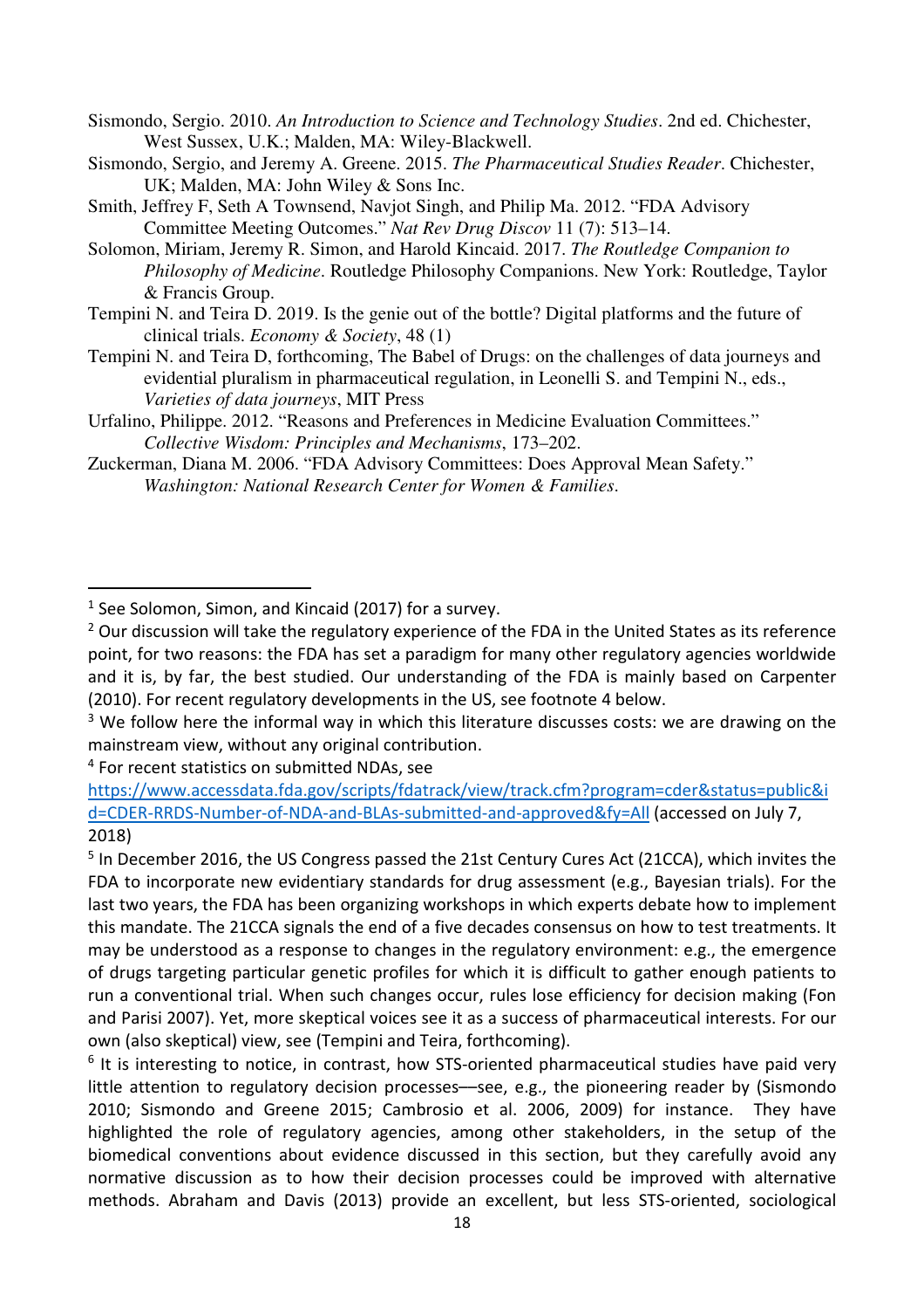Sismondo, Sergio. 2010. *An Introduction to Science and Technology Studies*. 2nd ed. Chichester, West Sussex, U.K.; Malden, MA: Wiley-Blackwell.

Sismondo, Sergio, and Jeremy A. Greene. 2015. *The Pharmaceutical Studies Reader*. Chichester, UK; Malden, MA: John Wiley & Sons Inc.

Smith, Jeffrey F, Seth A Townsend, Navjot Singh, and Philip Ma. 2012. "FDA Advisory Committee Meeting Outcomes." *Nat Rev Drug Discov* 11 (7): 513–14.

Solomon, Miriam, Jeremy R. Simon, and Harold Kincaid. 2017. *The Routledge Companion to Philosophy of Medicine*. Routledge Philosophy Companions. New York: Routledge, Taylor & Francis Group.

Tempini N. and Teira D. 2019. Is the genie out of the bottle? Digital platforms and the future of clinical trials. *Economy & Society*, 48 (1)

Tempini N. and Teira D, forthcoming, The Babel of Drugs: on the challenges of data journeys and evidential pluralism in pharmaceutical regulation, in Leonelli S. and Tempini N., eds., *Varieties of data journeys*, MIT Press

Urfalino, Philippe. 2012. "Reasons and Preferences in Medicine Evaluation Committees." *Collective Wisdom: Principles and Mechanisms*, 173–202.

Zuckerman, Diana M. 2006. "FDA Advisory Committees: Does Approval Mean Safety." *Washington: National Research Center for Women & Families*.

---

[1] See Solomon, Simon, and Kincaid (2017) for a survey.

[2] Our discussion will take the regulatory experience of the FDA in the United States as its reference point, for two reasons: the FDA has set a paradigm for many other regulatory agencies worldwide and it is, by far, the best studied. Our understanding of the FDA is mainly based on Carpenter (2010). For recent regulatory developments in the US, see footnote 4 below.

[3] We follow here the informal way in which this literature discusses costs: we are drawing on the mainstream view, without any original contribution.

[4] For recent statistics on submitted NDAs, see https://www.accessdata.fda.gov/scripts/fdatrack/view/track.cfm?program=cder&status=public&id=CDER-RRDS-Number-of-NDA-and-BLAs-submitted-and-approved&fy=All (accessed on July 7, 2018)

[5] In December 2016, the US Congress passed the 21st Century Cures Act (21CCA), which invites the FDA to incorporate new evidentiary standards for drug assessment (e.g., Bayesian trials). For the last two years, the FDA has been organizing workshops in which experts debate how to implement this mandate. The 21CCA signals the end of a five decades consensus on how to test treatments. It may be understood as a response to changes in the regulatory environment: e.g., the emergence of drugs targeting particular genetic profiles for which it is difficult to gather enough patients to run a conventional trial. When such changes occur, rules lose efficiency for decision making (Fon and Parisi 2007). Yet, more skeptical voices see it as a success of pharmaceutical interests. For our own (also skeptical) view, see (Tempini and Teira, forthcoming).

[6] It is interesting to notice, in contrast, how STS-oriented pharmaceutical studies have paid very little attention to regulatory decision processes—see, e.g., the pioneering reader by (Sismondo 2010; Sismondo and Greene 2015; Cambrosio et al. 2006, 2009) for instance. They have highlighted the role of regulatory agencies, among other stakeholders, in the setup of the biomedical conventions about evidence discussed in this section, but they carefully avoid any normative discussion as to how their decision processes could be improved with alternative methods. Abraham and Davis (2013) provide an excellent, but less STS-oriented, sociological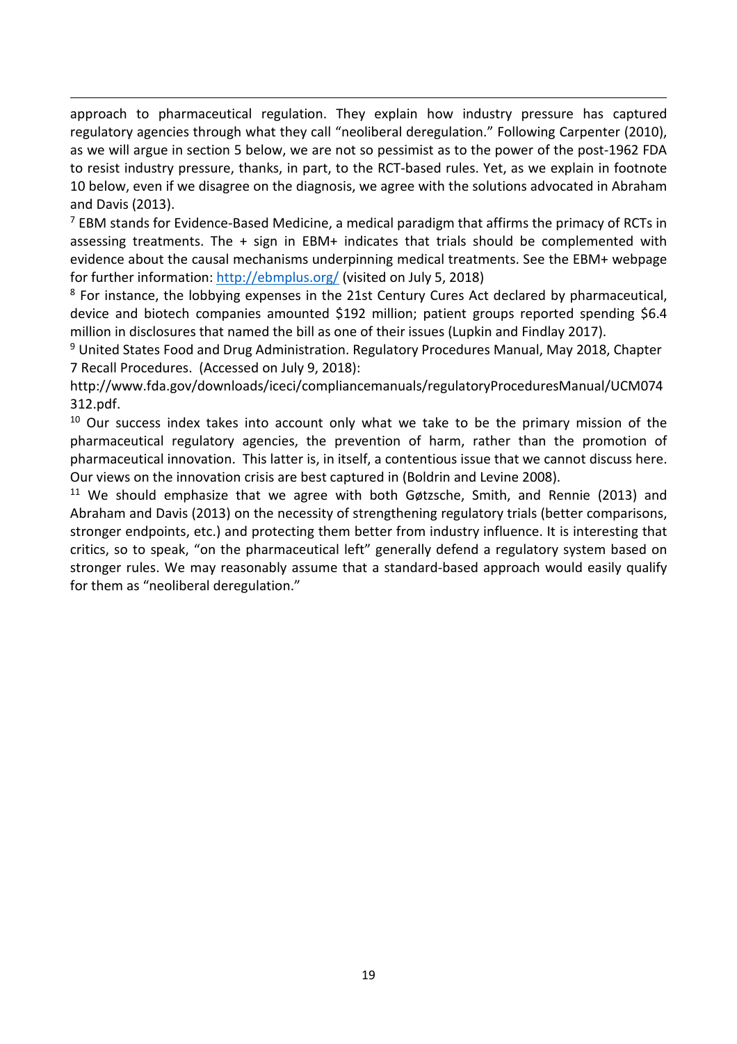approach to pharmaceutical regulation. They explain how industry pressure has captured regulatory agencies through what they call "neoliberal deregulation." Following Carpenter (2010), as we will argue in section 5 below, we are not so pessimist as to the power of the post-1962 FDA to resist industry pressure, thanks, in part, to the RCT-based rules. Yet, as we explain in footnote 10 below, even if we disagree on the diagnosis, we agree with the solutions advocated in Abraham and Davis (2013).

[7] EBM stands for Evidence-Based Medicine, a medical paradigm that affirms the primacy of RCTs in assessing treatments. The + sign in EBM+ indicates that trials should be complemented with evidence about the causal mechanisms underpinning medical treatments. See the EBM+ webpage for further information: [http://ebmplus.org/](http://ebmplus.org/) (visited on July 5, 2018)

[8] For instance, the lobbying expenses in the 21st Century Cures Act declared by pharmaceutical, device and biotech companies amounted $192 million; patient groups reported spending $6.4 million in disclosures that named the bill as one of their issues (Lupkin and Findlay 2017).

[9] United States Food and Drug Administration. Regulatory Procedures Manual, May 2018, Chapter 7 Recall Procedures. (Accessed on July 9, 2018): http://www.fda.gov/downloads/iceci/compliancemanuals/regulatoryProceduresManual/UCM074312.pdf.

[10] Our success index takes into account only what we take to be the primary mission of the pharmaceutical regulatory agencies, the prevention of harm, rather than the promotion of pharmaceutical innovation. This latter is, in itself, a contentious issue that we cannot discuss here. Our views on the innovation crisis are best captured in (Boldrin and Levine 2008).

[11] We should emphasize that we agree with both Gøtzsche, Smith, and Rennie (2013) and Abraham and Davis (2013) on the necessity of strengthening regulatory trials (better comparisons, stronger endpoints, etc.) and protecting them better from industry influence. It is interesting that critics, so to speak, "on the pharmaceutical left" generally defend a regulatory system based on stronger rules. We may reasonably assume that a standard-based approach would easily qualify for them as "neoliberal deregulation."